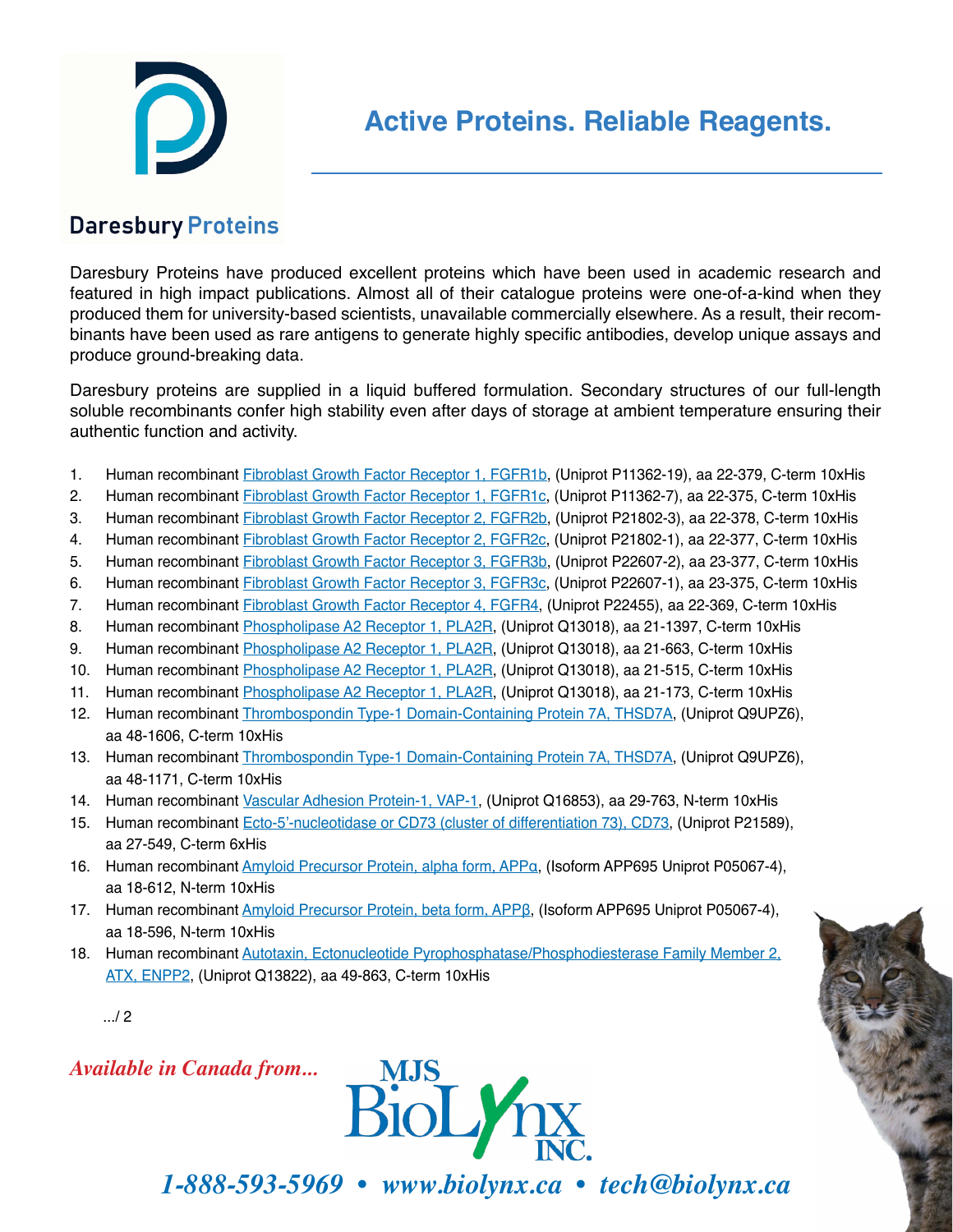Daresbury Proteins

# Active Proteins. Reliable Reagents.

Daresbury Proteins have produced excellent proteins which have been used in academic research and featured in high impact publications. Almost all of their catalogue proteins were one-of-a-kind when they produced them for university-based scientists, unavailable commercially elsewhere. As a result, their recombinants have been used as rare antigens to generate highly specific antibodies, develop unique assays and produce ground-breaking data.

Daresbury proteins are supplied in a liquid buffered formulation. Secondary structures of our full-length soluble recombinants confer high stability even after days of storage at ambient temperature ensuring their authentic function and activity.

1. Human recombinant Fibroblast Growth Factor Receptor 1, FGFR1b, (Uniprot P11362-19), aa 22-379, C-term 10xHis
2. Human recombinant Fibroblast Growth Factor Receptor 1, FGFR1c, (Uniprot P11362-7), aa 22-375, C-term 10xHis
3. Human recombinant Fibroblast Growth Factor Receptor 2, FGFR2b, (Uniprot P21802-3), aa 22-378, C-term 10xHis
4. Human recombinant Fibroblast Growth Factor Receptor 2, FGFR2c, (Uniprot P21802-1), aa 22-377, C-term 10xHis
5. Human recombinant Fibroblast Growth Factor Receptor 3, FGFR3b, (Uniprot P22607-2), aa 23-377, C-term 10xHis
6. Human recombinant Fibroblast Growth Factor Receptor 3, FGFR3c, (Uniprot P22607-1), aa 23-375, C-term 10xHis
7. Human recombinant Fibroblast Growth Factor Receptor 4, FGFR4, (Uniprot P22455), aa 22-369, C-term 10xHis
8. Human recombinant Phospholipase A2 Receptor 1, PLA2R, (Uniprot Q13018), aa 21-1397, C-term 10xHis
9. Human recombinant Phospholipase A2 Receptor 1, PLA2R, (Uniprot Q13018), aa 21-663, C-term 10xHis
10. Human recombinant Phospholipase A2 Receptor 1, PLA2R, (Uniprot Q13018), aa 21-515, C-term 10xHis
11. Human recombinant Phospholipase A2 Receptor 1, PLA2R, (Uniprot Q13018), aa 21-173, C-term 10xHis
12. Human recombinant Thrombospondin Type-1 Domain-Containing Protein 7A, THSD7A, (Uniprot Q9UPZ6), aa 48-1606, C-term 10xHis
13. Human recombinant Thrombospondin Type-1 Domain-Containing Protein 7A, THSD7A, (Uniprot Q9UPZ6), aa 48-1171, C-term 10xHis
14. Human recombinant Vascular Adhesion Protein-1, VAP-1, (Uniprot Q16853), aa 29-763, N-term 10xHis
15. Human recombinant Ecto-5'-nucleotidase or CD73 (cluster of differentiation 73), CD73, (Uniprot P21589), aa 27-549, C-term 6xHis
16. Human recombinant Amyloid Precursor Protein, alpha form, APPα, (Isoform APP695 Uniprot P05067-4), aa 18-612, N-term 10xHis
17. Human recombinant Amyloid Precursor Protein, beta form, APPβ, (Isoform APP695 Uniprot P05067-4), aa 18-596, N-term 10xHis
18. Human recombinant Autotaxin, Ectonucleotide Pyrophosphatase/Phosphodiesterase Family Member 2, ATX, ENPP2, (Uniprot Q13822), aa 49-863, C-term 10xHis

.../ 2

*Available in Canada from...*

MJS BioLynx Inc.

*1-888-593-5969 • www.biolynx.ca • tech@biolynx.ca*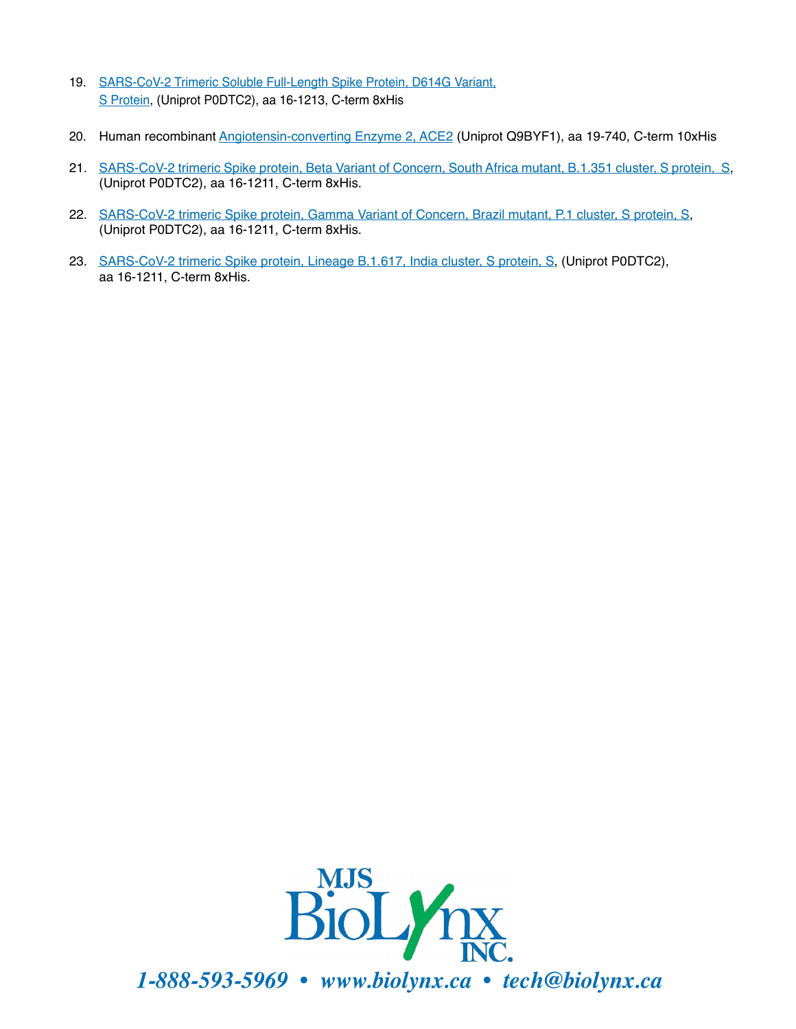19. SARS-CoV-2 Trimeric Soluble Full-Length Spike Protein, D614G Variant, S Protein, (Uniprot P0DTC2), aa 16-1213, C-term 8xHis

20. Human recombinant Angiotensin-converting Enzyme 2, ACE2 (Uniprot Q9BYF1), aa 19-740, C-term 10xHis

21. SARS-CoV-2 trimeric Spike protein, Beta Variant of Concern, South Africa mutant, B.1.351 cluster, S protein, S, (Uniprot P0DTC2), aa 16-1211, C-term 8xHis.

22. SARS-CoV-2 trimeric Spike protein, Gamma Variant of Concern, Brazil mutant, P.1 cluster, S protein, S, (Uniprot P0DTC2), aa 16-1211, C-term 8xHis.

23. SARS-CoV-2 trimeric Spike protein, Lineage B.1.617, India cluster, S protein, S, (Uniprot P0DTC2), aa 16-1211, C-term 8xHis.

MJS BioLynx INC.

*1-888-593-5969 • www.biolynx.ca • tech@biolynx.ca*